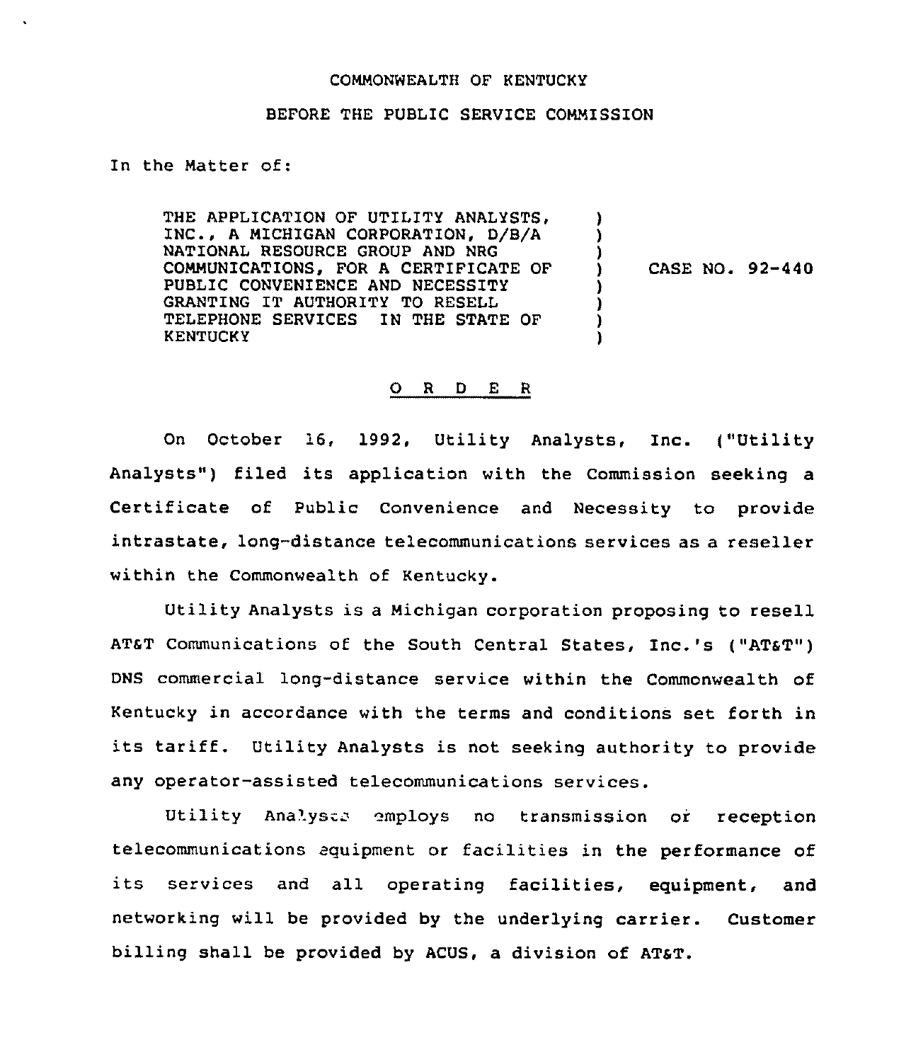COMMONWEALTH OF KENTUCKY

BEFORE THE PUBLIC SERVICE COMMISSION

In the Matter of:

THE APPLICATION OF UTILITY ANALYSTS, INC., A MICHIGAN CORPORATION, D/B/A NATIONAL RESOURCE GROUP AND NRG COMMUNICATIONS, FOR A CERTIFICATE OF PUBLIC CONVENIENCE AND NECESSITY GRANTING IT AUTHORITY TO RESELL TELEPHONE SERVICES IN THE STATE OF KENTUCKY ) CASE NO. 92-440

O R D E R

On October 16, 1992, Utility Analysts, Inc. ("Utility Analysts") filed its application with the Commission seeking a Certificate of Public Convenience and Necessity to provide intrastate, long-distance telecommunications services as a reseller within the Commonwealth of Kentucky.

Utility Analysts is a Michigan corporation proposing to resell AT&T Communications of the South Central States, Inc.'s ("AT&T") DNS commercial long-distance service within the Commonwealth of Kentucky in accordance with the terms and conditions set forth in its tariff. Utility Analysts is not seeking authority to provide any operator-assisted telecommunications services.

Utility Analysts employs no transmission or reception telecommunications equipment or facilities in the performance of its services and all operating facilities, equipment, and networking will be provided by the underlying carrier. Customer billing shall be provided by ACUS, a division of AT&T.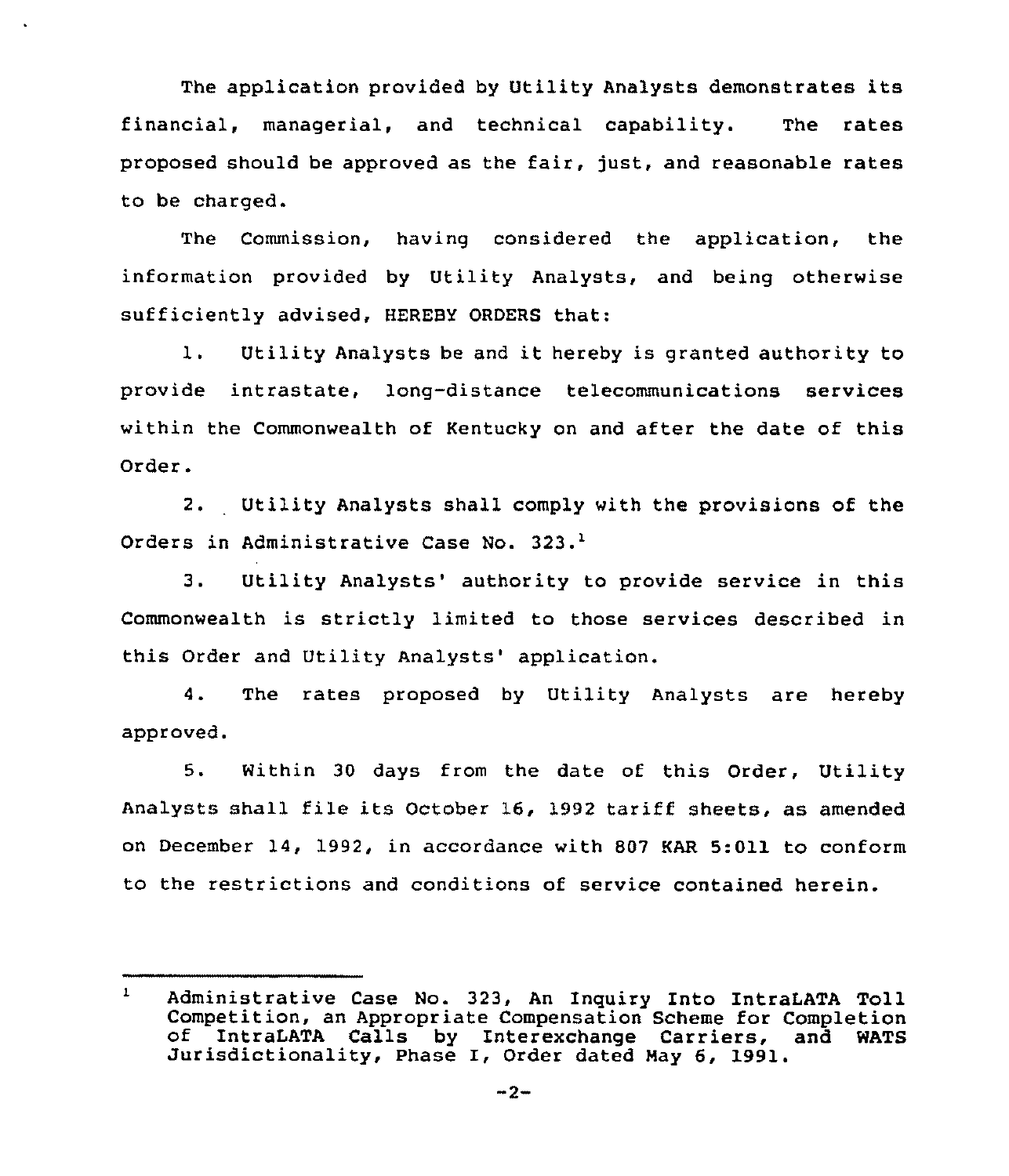The application provided by Utility Analysts demonstrates its financial, managerial, and technical capability. The rates proposed should be approved as the fair, just, and reasonable rates to be charged.

The Commission, having considered the application, the information provided by Utility Analysts, and being otherwise sufficiently advised, HEREBY ORDERS that:

1. Utility Analysts be and it hereby is granted authority to provide intrastate, long-distance telecommunications services within the Commonwealth of Kentucky on and after the date of this Order.

2. Utility Analysts shall comply with the provisions of the Orders in Administrative Case No. 323.[1]

3. Utility Analysts' authority to provide service in this Commonwealth is strictly limited to those services described in this Order and Utility Analysts' application.

4. The rates proposed by Utility Analysts are hereby approved.

5. Within 30 days from the date of this Order, Utility Analysts shall file its October 16, 1992 tariff sheets, as amended on December 14, 1992, in accordance with 807 KAR 5:011 to conform to the restrictions and conditions of service contained herein.

---

[1] Administrative Case No. 323, An Inquiry Into IntraLATA Toll Competition, an Appropriate Compensation Scheme for Completion of IntraLATA Calls by Interexchange Carriers, and WATS Jurisdictionality, Phase I, Order dated May 6, 1991.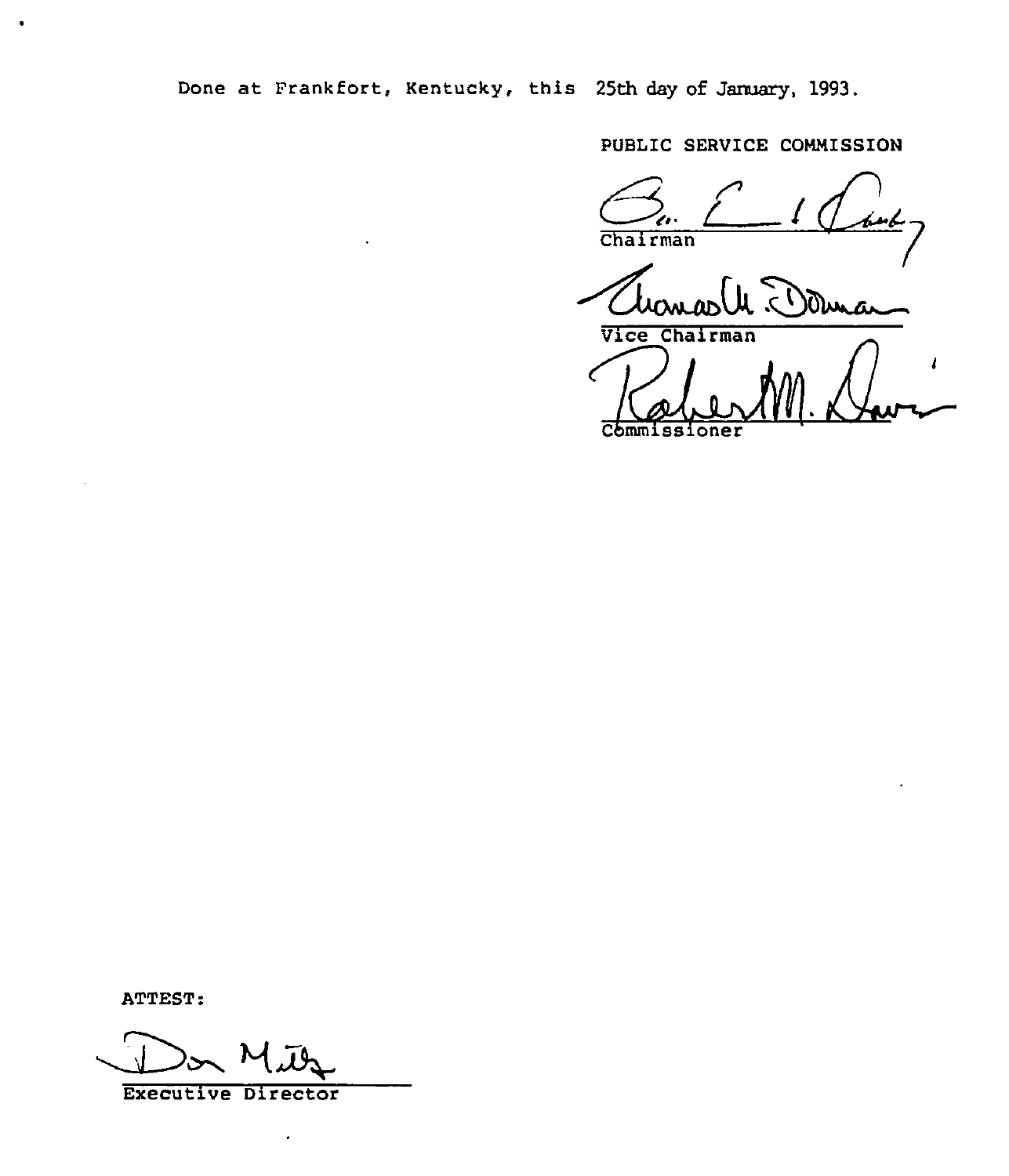Done at Frankfort, Kentucky, this 25th day of January, 1993.

PUBLIC SERVICE COMMISSION

Chairman

Vice Chairman

Commissioner

ATTEST:

Executive Director